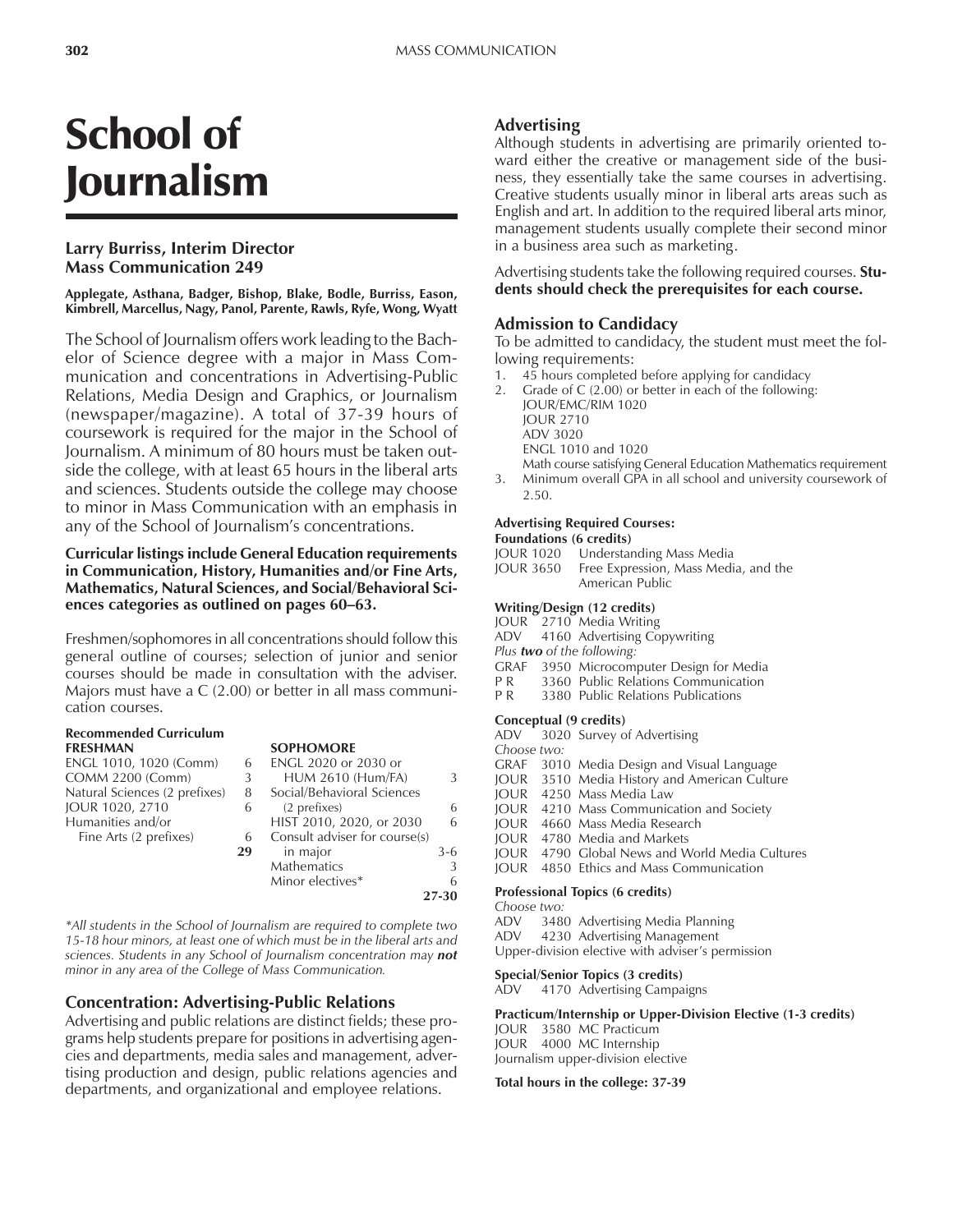# School of Journalism

**Larry Burriss, Interim Director**
**Mass Communication 249**

**Applegate, Asthana, Badger, Bishop, Blake, Bodle, Burriss, Eason, Kimbrell, Marcellus, Nagy, Panol, Parente, Rawls, Ryfe, Wong, Wyatt**

The School of Journalism offers work leading to the Bachelor of Science degree with a major in Mass Communication and concentrations in Advertising-Public Relations, Media Design and Graphics, or Journalism (newspaper/magazine). A total of 37-39 hours of coursework is required for the major in the School of Journalism. A minimum of 80 hours must be taken outside the college, with at least 65 hours in the liberal arts and sciences. Students outside the college may choose to minor in Mass Communication with an emphasis in any of the School of Journalism's concentrations.

**Curricular listings include General Education requirements in Communication, History, Humanities and/or Fine Arts, Mathematics, Natural Sciences, and Social/Behavioral Sciences categories as outlined on pages 60–63.**

Freshmen/sophomores in all concentrations should follow this general outline of courses; selection of junior and senior courses should be made in consultation with the adviser. Majors must have a C (2.00) or better in all mass communication courses.

**Recommended Curriculum**

| FRESHMAN | | SOPHOMORE | |
|---|---|---|---|
| ENGL 1010, 1020 (Comm) | 6 | ENGL 2020 or 2030 or HUM 2610 (Hum/FA) | 3 |
| COMM 2200 (Comm) | 3 | Social/Behavioral Sciences (2 prefixes) | 6 |
| Natural Sciences (2 prefixes) | 8 | HIST 2010, 2020, or 2030 | 6 |
| JOUR 1020, 2710 | 6 | Consult adviser for course(s) in major | 3-6 |
| Humanities and/or Fine Arts (2 prefixes) | 6 | Mathematics | 3 |
| | | Minor electives* | 6 |
| | **29** | | **27-30** |

*\*All students in the School of Journalism are required to complete two 15-18 hour minors, at least one of which must be in the liberal arts and sciences. Students in any School of Journalism concentration may **not** minor in any area of the College of Mass Communication.*

## Concentration: Advertising-Public Relations

Advertising and public relations are distinct fields; these programs help students prepare for positions in advertising agencies and departments, media sales and management, advertising production and design, public relations agencies and departments, and organizational and employee relations.

### Advertising

Although students in advertising are primarily oriented toward either the creative or management side of the business, they essentially take the same courses in advertising. Creative students usually minor in liberal arts areas such as English and art. In addition to the required liberal arts minor, management students usually complete their second minor in a business area such as marketing.

Advertising students take the following required courses. **Students should check the prerequisites for each course.**

### Admission to Candidacy

To be admitted to candidacy, the student must meet the following requirements:

1. 45 hours completed before applying for candidacy
2. Grade of C (2.00) or better in each of the following:
   JOUR/EMC/RIM 1020
   JOUR 2710
   ADV 3020
   ENGL 1010 and 1020
   Math course satisfying General Education Mathematics requirement
3. Minimum overall GPA in all school and university coursework of 2.50.

**Advertising Required Courses:**

**Foundations (6 credits)**
JOUR 1020 Understanding Mass Media
JOUR 3650 Free Expression, Mass Media, and the American Public

**Writing/Design (12 credits)**
JOUR 2710 Media Writing
ADV 4160 Advertising Copywriting
*Plus **two** of the following:*
GRAF 3950 Microcomputer Design for Media
P R 3360 Public Relations Communication
P R 3380 Public Relations Publications

**Conceptual (9 credits)**
ADV 3020 Survey of Advertising
*Choose two:*
GRAF 3010 Media Design and Visual Language
JOUR 3510 Media History and American Culture
JOUR 4250 Mass Media Law
JOUR 4210 Mass Communication and Society
JOUR 4660 Mass Media Research
JOUR 4780 Media and Markets
JOUR 4790 Global News and World Media Cultures
JOUR 4850 Ethics and Mass Communication

**Professional Topics (6 credits)**
*Choose two:*
ADV 3480 Advertising Media Planning
ADV 4230 Advertising Management
Upper-division elective with adviser's permission

**Special/Senior Topics (3 credits)**
ADV 4170 Advertising Campaigns

**Practicum/Internship or Upper-Division Elective (1-3 credits)**
JOUR 3580 MC Practicum
JOUR 4000 MC Internship
Journalism upper-division elective

**Total hours in the college: 37-39**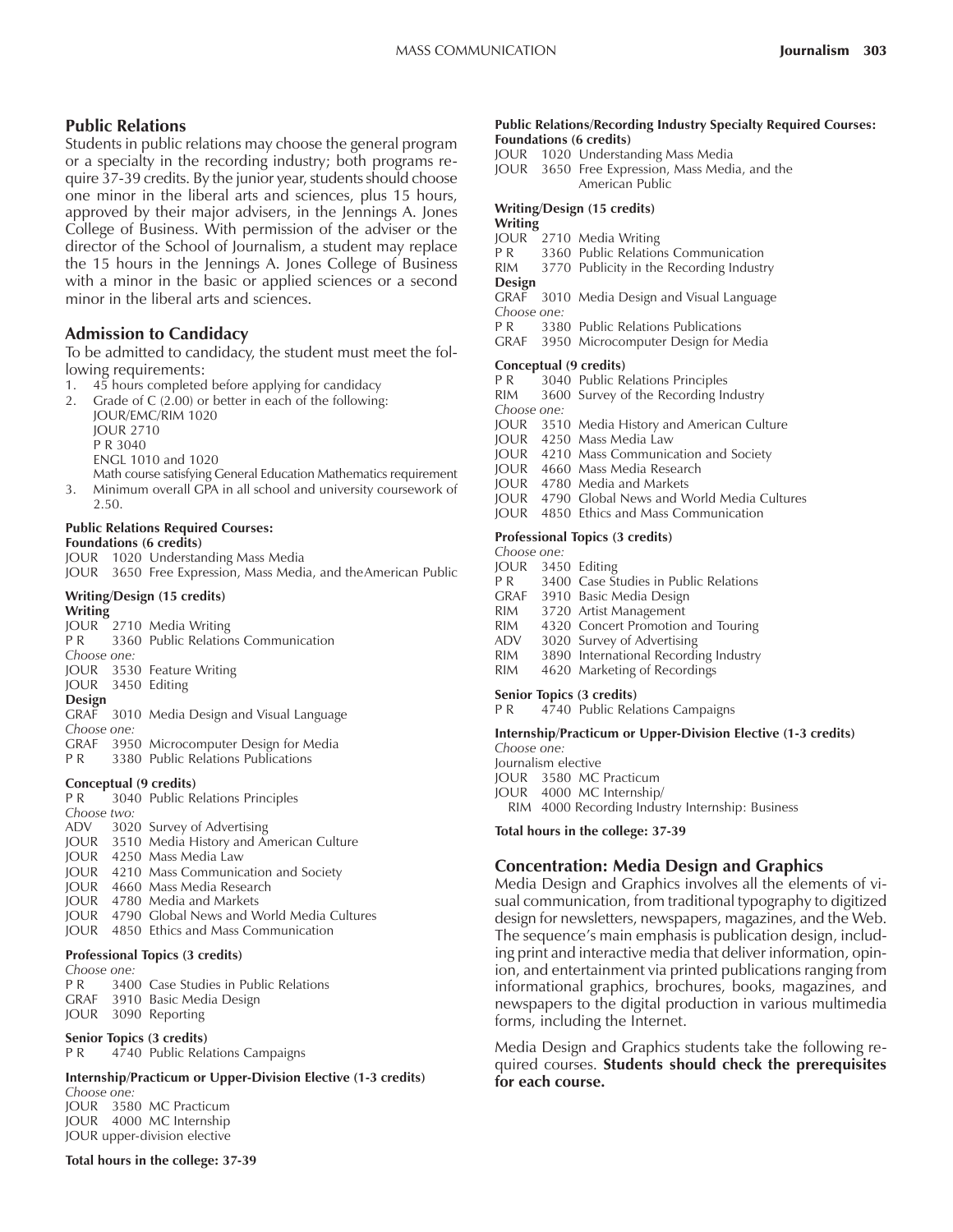## Public Relations

Students in public relations may choose the general program or a specialty in the recording industry; both programs require 37-39 credits. By the junior year, students should choose one minor in the liberal arts and sciences, plus 15 hours, approved by their major advisers, in the Jennings A. Jones College of Business. With permission of the adviser or the director of the School of Journalism, a student may replace the 15 hours in the Jennings A. Jones College of Business with a minor in the basic or applied sciences or a second minor in the liberal arts and sciences.

## Admission to Candidacy

To be admitted to candidacy, the student must meet the following requirements:

1. 45 hours completed before applying for candidacy
2. Grade of C (2.00) or better in each of the following:
   JOUR/EMC/RIM 1020
   JOUR 2710
   P R 3040
   ENGL 1010 and 1020
   Math course satisfying General Education Mathematics requirement
3. Minimum overall GPA in all school and university coursework of 2.50.

**Public Relations Required Courses:**

**Foundations (6 credits)**

JOUR 1020 Understanding Mass Media
JOUR 3650 Free Expression, Mass Media, and the American Public

**Writing/Design (15 credits)**

**Writing**

JOUR 2710 Media Writing
P R 3360 Public Relations Communication
*Choose one:*
JOUR 3530 Feature Writing
JOUR 3450 Editing

**Design**

GRAF 3010 Media Design and Visual Language
*Choose one:*
GRAF 3950 Microcomputer Design for Media
P R 3380 Public Relations Publications

**Conceptual (9 credits)**

P R 3040 Public Relations Principles
*Choose two:*
ADV 3020 Survey of Advertising
JOUR 3510 Media History and American Culture
JOUR 4250 Mass Media Law
JOUR 4210 Mass Communication and Society
JOUR 4660 Mass Media Research
JOUR 4780 Media and Markets
JOUR 4790 Global News and World Media Cultures
JOUR 4850 Ethics and Mass Communication

**Professional Topics (3 credits)**

*Choose one:*
P R 3400 Case Studies in Public Relations
GRAF 3910 Basic Media Design
JOUR 3090 Reporting

**Senior Topics (3 credits)**

P R 4740 Public Relations Campaigns

**Internship/Practicum or Upper-Division Elective (1-3 credits)**

*Choose one:*
JOUR 3580 MC Practicum
JOUR 4000 MC Internship
JOUR upper-division elective

**Total hours in the college: 37-39**

**Public Relations/Recording Industry Specialty Required Courses:**

**Foundations (6 credits)**

JOUR 1020 Understanding Mass Media
JOUR 3650 Free Expression, Mass Media, and the American Public

**Writing/Design (15 credits)**

**Writing**

JOUR 2710 Media Writing
P R 3360 Public Relations Communication
RIM 3770 Publicity in the Recording Industry

**Design**

GRAF 3010 Media Design and Visual Language
*Choose one:*
P R 3380 Public Relations Publications
GRAF 3950 Microcomputer Design for Media

**Conceptual (9 credits)**

P R 3040 Public Relations Principles
RIM 3600 Survey of the Recording Industry
*Choose one:*
JOUR 3510 Media History and American Culture
JOUR 4250 Mass Media Law
JOUR 4210 Mass Communication and Society
JOUR 4660 Mass Media Research
JOUR 4780 Media and Markets
JOUR 4790 Global News and World Media Cultures
JOUR 4850 Ethics and Mass Communication

**Professional Topics (3 credits)**

*Choose one:*
JOUR 3450 Editing
P R 3400 Case Studies in Public Relations
GRAF 3910 Basic Media Design
RIM 3720 Artist Management
RIM 4320 Concert Promotion and Touring
ADV 3020 Survey of Advertising
RIM 3890 International Recording Industry
RIM 4620 Marketing of Recordings

**Senior Topics (3 credits)**

P R 4740 Public Relations Campaigns

**Internship/Practicum or Upper-Division Elective (1-3 credits)**

*Choose one:*
Journalism elective
JOUR 3580 MC Practicum
JOUR 4000 MC Internship/
RIM 4000 Recording Industry Internship: Business

**Total hours in the college: 37-39**

## Concentration: Media Design and Graphics

Media Design and Graphics involves all the elements of visual communication, from traditional typography to digitized design for newsletters, newspapers, magazines, and the Web. The sequence's main emphasis is publication design, including print and interactive media that deliver information, opinion, and entertainment via printed publications ranging from informational graphics, brochures, books, magazines, and newspapers to the digital production in various multimedia forms, including the Internet.

Media Design and Graphics students take the following required courses. **Students should check the prerequisites for each course.**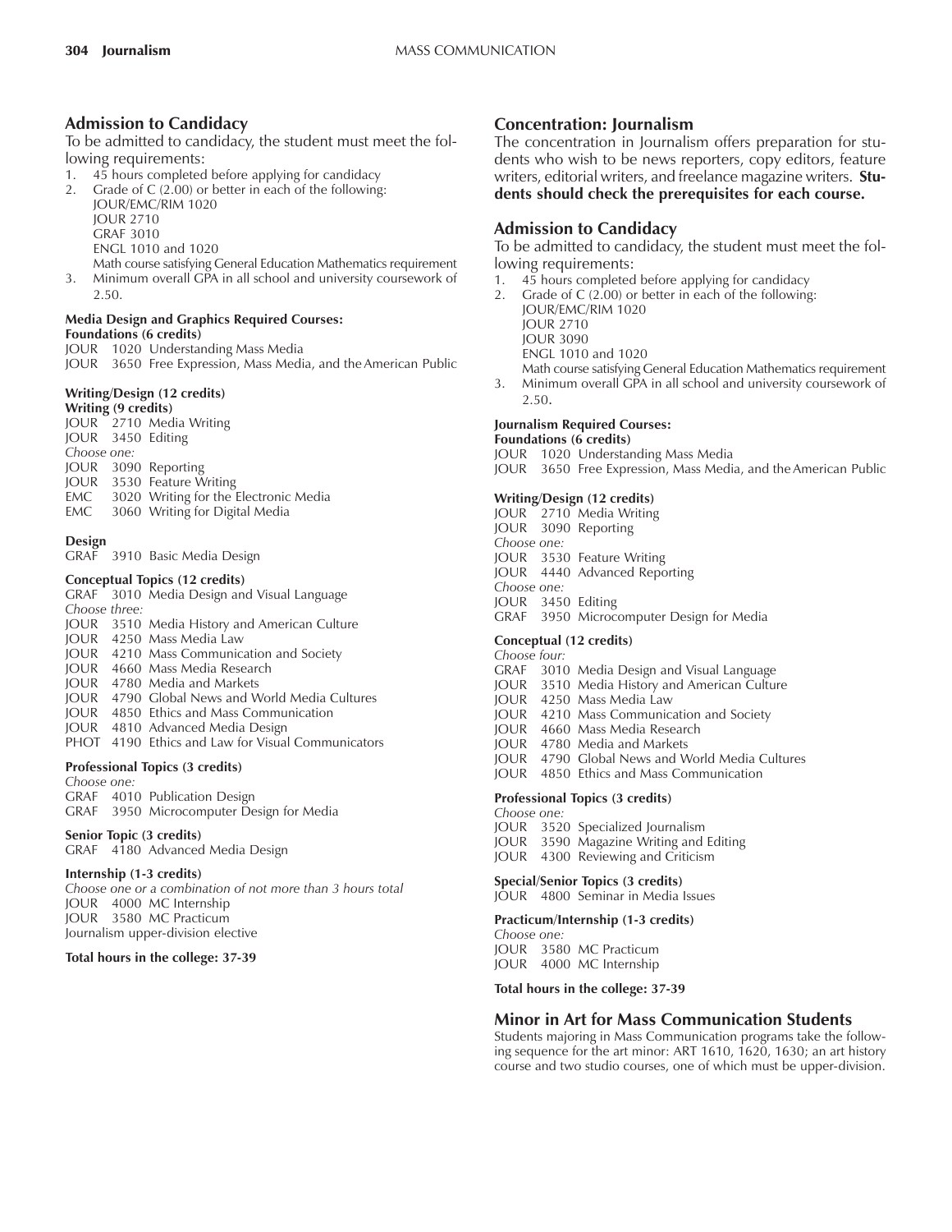## Admission to Candidacy

To be admitted to candidacy, the student must meet the following requirements:

1. 45 hours completed before applying for candidacy
2. Grade of C (2.00) or better in each of the following:
   JOUR/EMC/RIM 1020
   JOUR 2710
   GRAF 3010
   ENGL 1010 and 1020
   Math course satisfying General Education Mathematics requirement
3. Minimum overall GPA in all school and university coursework of 2.50.

**Media Design and Graphics Required Courses:**

**Foundations (6 credits)**

JOUR 1020 Understanding Mass Media
JOUR 3650 Free Expression, Mass Media, and the American Public

**Writing/Design (12 credits)**

**Writing (9 credits)**

JOUR 2710 Media Writing
JOUR 3450 Editing
*Choose one:*
JOUR 3090 Reporting
JOUR 3530 Feature Writing
EMC 3020 Writing for the Electronic Media
EMC 3060 Writing for Digital Media

**Design**

GRAF 3910 Basic Media Design

**Conceptual Topics (12 credits)**

GRAF 3010 Media Design and Visual Language
*Choose three:*
JOUR 3510 Media History and American Culture
JOUR 4250 Mass Media Law
JOUR 4210 Mass Communication and Society
JOUR 4660 Mass Media Research
JOUR 4780 Media and Markets
JOUR 4790 Global News and World Media Cultures
JOUR 4850 Ethics and Mass Communication
JOUR 4810 Advanced Media Design
PHOT 4190 Ethics and Law for Visual Communicators

**Professional Topics (3 credits)**

*Choose one:*
GRAF 4010 Publication Design
GRAF 3950 Microcomputer Design for Media

**Senior Topic (3 credits)**

GRAF 4180 Advanced Media Design

**Internship (1-3 credits)**

*Choose one or a combination of not more than 3 hours total*
JOUR 4000 MC Internship
JOUR 3580 MC Practicum
Journalism upper-division elective

**Total hours in the college: 37-39**

## Concentration: Journalism

The concentration in Journalism offers preparation for students who wish to be news reporters, copy editors, feature writers, editorial writers, and freelance magazine writers. **Students should check the prerequisites for each course.**

## Admission to Candidacy

To be admitted to candidacy, the student must meet the following requirements:

1. 45 hours completed before applying for candidacy
2. Grade of C (2.00) or better in each of the following:
   JOUR/EMC/RIM 1020
   JOUR 2710
   JOUR 3090
   ENGL 1010 and 1020
   Math course satisfying General Education Mathematics requirement
3. Minimum overall GPA in all school and university coursework of 2.50.

**Journalism Required Courses:**

**Foundations (6 credits)**

JOUR 1020 Understanding Mass Media
JOUR 3650 Free Expression, Mass Media, and the American Public

**Writing/Design (12 credits)**

JOUR 2710 Media Writing
JOUR 3090 Reporting
*Choose one:*
JOUR 3530 Feature Writing
JOUR 4440 Advanced Reporting
*Choose one:*
JOUR 3450 Editing
GRAF 3950 Microcomputer Design for Media

**Conceptual (12 credits)**

*Choose four:*
GRAF 3010 Media Design and Visual Language
JOUR 3510 Media History and American Culture
JOUR 4250 Mass Media Law
JOUR 4210 Mass Communication and Society
JOUR 4660 Mass Media Research
JOUR 4780 Media and Markets
JOUR 4790 Global News and World Media Cultures
JOUR 4850 Ethics and Mass Communication

**Professional Topics (3 credits)**

*Choose one:*
JOUR 3520 Specialized Journalism
JOUR 3590 Magazine Writing and Editing
JOUR 4300 Reviewing and Criticism

**Special/Senior Topics (3 credits)**

JOUR 4800 Seminar in Media Issues

**Practicum/Internship (1-3 credits)**

*Choose one:*
JOUR 3580 MC Practicum
JOUR 4000 MC Internship

**Total hours in the college: 37-39**

## Minor in Art for Mass Communication Students

Students majoring in Mass Communication programs take the following sequence for the art minor: ART 1610, 1620, 1630; an art history course and two studio courses, one of which must be upper-division.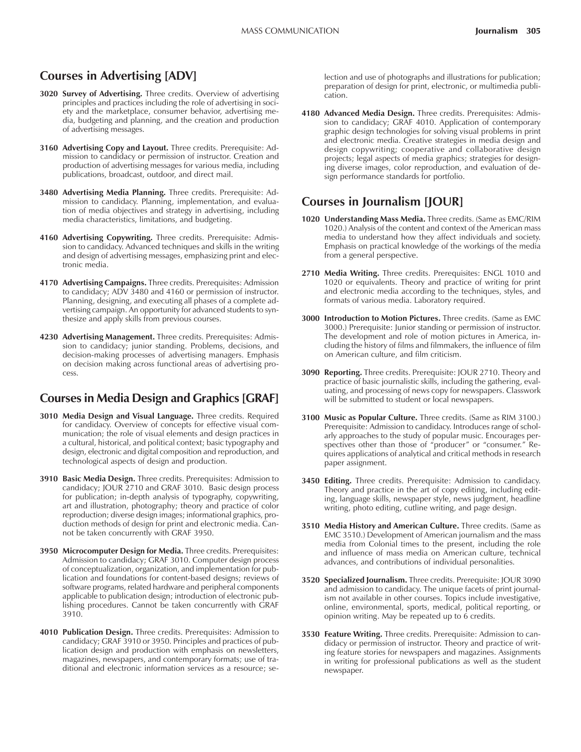## Courses in Advertising [ADV]

**3020 Survey of Advertising.** Three credits. Overview of advertising principles and practices including the role of advertising in society and the marketplace, consumer behavior, advertising media, budgeting and planning, and the creation and production of advertising messages.

**3160 Advertising Copy and Layout.** Three credits. Prerequisite: Admission to candidacy or permission of instructor. Creation and production of advertising messages for various media, including publications, broadcast, outdoor, and direct mail.

**3480 Advertising Media Planning.** Three credits. Prerequisite: Admission to candidacy. Planning, implementation, and evaluation of media objectives and strategy in advertising, including media characteristics, limitations, and budgeting.

**4160 Advertising Copywriting.** Three credits. Prerequisite: Admission to candidacy. Advanced techniques and skills in the writing and design of advertising messages, emphasizing print and electronic media.

**4170 Advertising Campaigns.** Three credits. Prerequisites: Admission to candidacy; ADV 3480 and 4160 or permission of instructor. Planning, designing, and executing all phases of a complete advertising campaign. An opportunity for advanced students to synthesize and apply skills from previous courses.

**4230 Advertising Management.** Three credits. Prerequisites: Admission to candidacy; junior standing. Problems, decisions, and decision-making processes of advertising managers. Emphasis on decision making across functional areas of advertising process.

## Courses in Media Design and Graphics [GRAF]

**3010 Media Design and Visual Language.** Three credits. Required for candidacy. Overview of concepts for effective visual communication; the role of visual elements and design practices in a cultural, historical, and political context; basic typography and design, electronic and digital composition and reproduction, and technological aspects of design and production.

**3910 Basic Media Design.** Three credits. Prerequisites: Admission to candidacy; JOUR 2710 and GRAF 3010. Basic design process for publication; in-depth analysis of typography, copywriting, art and illustration, photography; theory and practice of color reproduction; diverse design images; informational graphics, production methods of design for print and electronic media. Cannot be taken concurrently with GRAF 3950.

**3950 Microcomputer Design for Media.** Three credits. Prerequisites: Admission to candidacy; GRAF 3010. Computer design process of conceptualization, organization, and implementation for publication and foundations for content-based designs; reviews of software programs, related hardware and peripheral components applicable to publication design; introduction of electronic publishing procedures. Cannot be taken concurrently with GRAF 3910.

**4010 Publication Design.** Three credits. Prerequisites: Admission to candidacy; GRAF 3910 or 3950. Principles and practices of publication design and production with emphasis on newsletters, magazines, newspapers, and contemporary formats; use of traditional and electronic information services as a resource; selection and use of photographs and illustrations for publication; preparation of design for print, electronic, or multimedia publication.

**4180 Advanced Media Design.** Three credits. Prerequisites: Admission to candidacy; GRAF 4010. Application of contemporary graphic design technologies for solving visual problems in print and electronic media. Creative strategies in media design and design copywriting; cooperative and collaborative design projects; legal aspects of media graphics; strategies for designing diverse images, color reproduction, and evaluation of design performance standards for portfolio.

## Courses in Journalism [JOUR]

**1020 Understanding Mass Media.** Three credits. (Same as EMC/RIM 1020.) Analysis of the content and context of the American mass media to understand how they affect individuals and society. Emphasis on practical knowledge of the workings of the media from a general perspective.

**2710 Media Writing.** Three credits. Prerequisites: ENGL 1010 and 1020 or equivalents. Theory and practice of writing for print and electronic media according to the techniques, styles, and formats of various media. Laboratory required.

**3000 Introduction to Motion Pictures.** Three credits. (Same as EMC 3000.) Prerequisite: Junior standing or permission of instructor. The development and role of motion pictures in America, including the history of films and filmmakers, the influence of film on American culture, and film criticism.

**3090 Reporting.** Three credits. Prerequisite: JOUR 2710. Theory and practice of basic journalistic skills, including the gathering, evaluating, and processing of news copy for newspapers. Classwork will be submitted to student or local newspapers.

**3100 Music as Popular Culture.** Three credits. (Same as RIM 3100.) Prerequisite: Admission to candidacy. Introduces range of scholarly approaches to the study of popular music. Encourages perspectives other than those of "producer" or "consumer." Requires applications of analytical and critical methods in research paper assignment.

**3450 Editing.** Three credits. Prerequisite: Admission to candidacy. Theory and practice in the art of copy editing, including editing, language skills, newspaper style, news judgment, headline writing, photo editing, cutline writing, and page design.

**3510 Media History and American Culture.** Three credits. (Same as EMC 3510.) Development of American journalism and the mass media from Colonial times to the present, including the role and influence of mass media on American culture, technical advances, and contributions of individual personalities.

**3520 Specialized Journalism.** Three credits. Prerequisite: JOUR 3090 and admission to candidacy. The unique facets of print journalism not available in other courses. Topics include investigative, online, environmental, sports, medical, political reporting, or opinion writing. May be repeated up to 6 credits.

**3530 Feature Writing.** Three credits. Prerequisite: Admission to candidacy or permission of instructor. Theory and practice of writing feature stories for newspapers and magazines. Assignments in writing for professional publications as well as the student newspaper.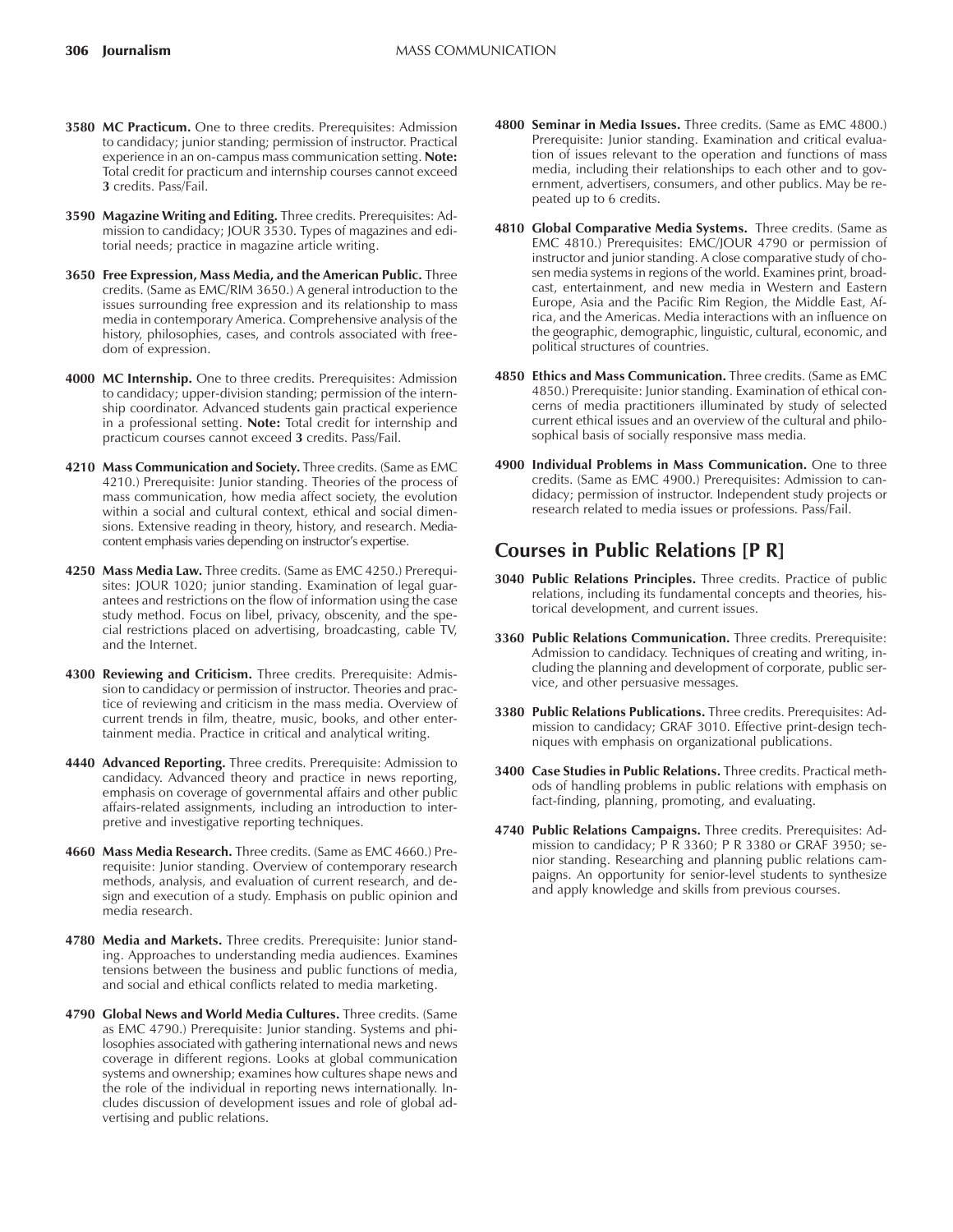**3580 MC Practicum.** One to three credits. Prerequisites: Admission to candidacy; junior standing; permission of instructor. Practical experience in an on-campus mass communication setting. **Note:** Total credit for practicum and internship courses cannot exceed **3** credits. Pass/Fail.

**3590 Magazine Writing and Editing.** Three credits. Prerequisites: Admission to candidacy; JOUR 3530. Types of magazines and editorial needs; practice in magazine article writing.

**3650 Free Expression, Mass Media, and the American Public.** Three credits. (Same as EMC/RIM 3650.) A general introduction to the issues surrounding free expression and its relationship to mass media in contemporary America. Comprehensive analysis of the history, philosophies, cases, and controls associated with freedom of expression.

**4000 MC Internship.** One to three credits. Prerequisites: Admission to candidacy; upper-division standing; permission of the internship coordinator. Advanced students gain practical experience in a professional setting. **Note:** Total credit for internship and practicum courses cannot exceed **3** credits. Pass/Fail.

**4210 Mass Communication and Society.** Three credits. (Same as EMC 4210.) Prerequisite: Junior standing. Theories of the process of mass communication, how media affect society, the evolution within a social and cultural context, ethical and social dimensions. Extensive reading in theory, history, and research. Media-content emphasis varies depending on instructor's expertise.

**4250 Mass Media Law.** Three credits. (Same as EMC 4250.) Prerequisites: JOUR 1020; junior standing. Examination of legal guarantees and restrictions on the flow of information using the case study method. Focus on libel, privacy, obscenity, and the special restrictions placed on advertising, broadcasting, cable TV, and the Internet.

**4300 Reviewing and Criticism.** Three credits. Prerequisite: Admission to candidacy or permission of instructor. Theories and practice of reviewing and criticism in the mass media. Overview of current trends in film, theatre, music, books, and other entertainment media. Practice in critical and analytical writing.

**4440 Advanced Reporting.** Three credits. Prerequisite: Admission to candidacy. Advanced theory and practice in news reporting, emphasis on coverage of governmental affairs and other public affairs-related assignments, including an introduction to interpretive and investigative reporting techniques.

**4660 Mass Media Research.** Three credits. (Same as EMC 4660.) Prerequisite: Junior standing. Overview of contemporary research methods, analysis, and evaluation of current research, and design and execution of a study. Emphasis on public opinion and media research.

**4780 Media and Markets.** Three credits. Prerequisite: Junior standing. Approaches to understanding media audiences. Examines tensions between the business and public functions of media, and social and ethical conflicts related to media marketing.

**4790 Global News and World Media Cultures.** Three credits. (Same as EMC 4790.) Prerequisite: Junior standing. Systems and philosophies associated with gathering international news and news coverage in different regions. Looks at global communication systems and ownership; examines how cultures shape news and the role of the individual in reporting news internationally. Includes discussion of development issues and role of global advertising and public relations.

**4800 Seminar in Media Issues.** Three credits. (Same as EMC 4800.) Prerequisite: Junior standing. Examination and critical evaluation of issues relevant to the operation and functions of mass media, including their relationships to each other and to government, advertisers, consumers, and other publics. May be repeated up to 6 credits.

**4810 Global Comparative Media Systems.** Three credits. (Same as EMC 4810.) Prerequisites: EMC/JOUR 4790 or permission of instructor and junior standing. A close comparative study of chosen media systems in regions of the world. Examines print, broadcast, entertainment, and new media in Western and Eastern Europe, Asia and the Pacific Rim Region, the Middle East, Africa, and the Americas. Media interactions with an influence on the geographic, demographic, linguistic, cultural, economic, and political structures of countries.

**4850 Ethics and Mass Communication.** Three credits. (Same as EMC 4850.) Prerequisite: Junior standing. Examination of ethical concerns of media practitioners illuminated by study of selected current ethical issues and an overview of the cultural and philosophical basis of socially responsive mass media.

**4900 Individual Problems in Mass Communication.** One to three credits. (Same as EMC 4900.) Prerequisites: Admission to candidacy; permission of instructor. Independent study projects or research related to media issues or professions. Pass/Fail.

## Courses in Public Relations [P R]

**3040 Public Relations Principles.** Three credits. Practice of public relations, including its fundamental concepts and theories, historical development, and current issues.

**3360 Public Relations Communication.** Three credits. Prerequisite: Admission to candidacy. Techniques of creating and writing, including the planning and development of corporate, public service, and other persuasive messages.

**3380 Public Relations Publications.** Three credits. Prerequisites: Admission to candidacy; GRAF 3010. Effective print-design techniques with emphasis on organizational publications.

**3400 Case Studies in Public Relations.** Three credits. Practical methods of handling problems in public relations with emphasis on fact-finding, planning, promoting, and evaluating.

**4740 Public Relations Campaigns.** Three credits. Prerequisites: Admission to candidacy; P R 3360; P R 3380 or GRAF 3950; senior standing. Researching and planning public relations campaigns. An opportunity for senior-level students to synthesize and apply knowledge and skills from previous courses.